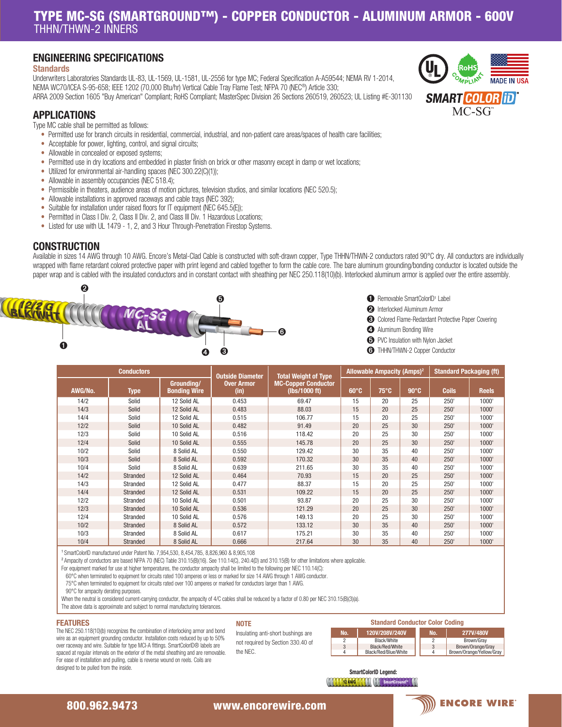# TYPE MC-SG (SMARTGROUND™) - COPPER CONDUCTOR - ALUMINUM ARMOR - 600V
THHN/THWN-2 INNERS

## ENGINEERING SPECIFICATIONS

### Standards

Underwriters Laboratories Standards UL-83, UL-1569, UL-1581, UL-2556 for type MC; Federal Specification A-A59544; NEMA RV 1-2014, NEMA WC70/ICEA S-95-658; IEEE 1202 (70,000 Btu/hr) Vertical Cable Tray Flame Test; NFPA 70 (NEC®) Article 330; ARRA 2009 Section 1605 "Buy American" Compliant; RoHS Compliant; MasterSpec Division 26 Sections 260519, 260523; UL Listing #E-301130

MADE IN USA

SMART COLOR iD®
MC-SG™

## APPLICATIONS

Type MC cable shall be permitted as follows:

- Permitted use for branch circuits in residential, commercial, industrial, and non-patient care areas/spaces of health care facilities;
- Acceptable for power, lighting, control, and signal circuits;
- Allowable in concealed or exposed systems;
- Permitted use in dry locations and embedded in plaster finish on brick or other masonry except in damp or wet locations;
- Utilized for environmental air-handling spaces (NEC 300.22(C)(1));
- Allowable in assembly occupancies (NEC 518.4);
- Permissible in theaters, audience areas of motion pictures, television studios, and similar locations (NEC 520.5);
- Allowable installations in approved raceways and cable trays (NEC 392);
- Suitable for installation under raised floors for IT equipment (NEC 645.5(E));
- Permitted in Class I Div. 2, Class II Div. 2, and Class III Div. 1 Hazardous Locations;
- Listed for use with UL 1479 - 1, 2, and 3 Hour Through-Penetration Firestop Systems.

## CONSTRUCTION

Available in sizes 14 AWG through 10 AWG. Encore's Metal-Clad Cable is constructed with soft-drawn copper, Type THHN/THWN-2 conductors rated 90°C dry. All conductors are individually wrapped with flame retardant colored protective paper with print legend and cabled together to form the cable core. The bare aluminum grounding/bonding conductor is located outside the paper wrap and is cabled with the insulated conductors and in constant contact with sheathing per NEC 250.118(10)(b). Interlocked aluminum armor is applied over the entire assembly.

1. Removable SmartColorID[1] Label
2. Interlocked Aluminum Armor
3. Colored Flame-Redardant Protective Paper Covering
4. Aluminum Bonding Wire
5. PVC Insulation with Nylon Jacket
6. THHN/THWN-2 Copper Conductor

| Conductors | | | Outside Diameter Over Armor (in) | Total Weight of Type MC-Copper Conductor (lbs/1000 ft) | Allowable Ampacity (Amps)[2] | | | Standard Packaging (ft) | |
|---|---|---|---|---|---|---|---|---|---|
| AWG/No. | Type | Grounding/ Bonding Wire | | | 60°C | 75°C | 90°C | Coils | Reels |
| 14/2 | Solid | 12 Solid AL | 0.453 | 69.47 | 15 | 20 | 25 | 250' | 1000' |
| 14/3 | Solid | 12 Solid AL | 0.483 | 88.03 | 15 | 20 | 25 | 250' | 1000' |
| 14/4 | Solid | 12 Solid AL | 0.515 | 106.77 | 15 | 20 | 25 | 250' | 1000' |
| 12/2 | Solid | 10 Solid AL | 0.482 | 91.49 | 20 | 25 | 30 | 250' | 1000' |
| 12/3 | Solid | 10 Solid AL | 0.516 | 118.42 | 20 | 25 | 30 | 250' | 1000' |
| 12/4 | Solid | 10 Solid AL | 0.555 | 145.78 | 20 | 25 | 30 | 250' | 1000' |
| 10/2 | Solid | 8 Solid AL | 0.550 | 129.42 | 30 | 35 | 40 | 250' | 1000' |
| 10/3 | Solid | 8 Solid AL | 0.592 | 170.32 | 30 | 35 | 40 | 250' | 1000' |
| 10/4 | Solid | 8 Solid AL | 0.639 | 211.65 | 30 | 35 | 40 | 250' | 1000' |
| 14/2 | Stranded | 12 Solid AL | 0.464 | 70.93 | 15 | 20 | 25 | 250' | 1000' |
| 14/3 | Stranded | 12 Solid AL | 0.477 | 88.37 | 15 | 20 | 25 | 250' | 1000' |
| 14/4 | Stranded | 12 Solid AL | 0.531 | 109.22 | 15 | 20 | 25 | 250' | 1000' |
| 12/2 | Stranded | 10 Solid AL | 0.501 | 93.87 | 20 | 25 | 30 | 250' | 1000' |
| 12/3 | Stranded | 10 Solid AL | 0.536 | 121.29 | 20 | 25 | 30 | 250' | 1000' |
| 12/4 | Stranded | 10 Solid AL | 0.576 | 149.13 | 20 | 25 | 30 | 250' | 1000' |
| 10/2 | Stranded | 8 Solid AL | 0.572 | 133.12 | 30 | 35 | 40 | 250' | 1000' |
| 10/3 | Stranded | 8 Solid AL | 0.617 | 175.21 | 30 | 35 | 40 | 250' | 1000' |
| 10/4 | Stranded | 8 Solid AL | 0.666 | 217.64 | 30 | 35 | 40 | 250' | 1000' |

[1] SmartColorID manufactured under Patent No. 7,954,530, 8,454,785, 8,826,960 & 8,905,108

[2] Ampacity of conductors are based NFPA 70 (NEC) Table 310.15(B)(16). See 110.14(C), 240.4(D) and 310.15(B) for other limitations where applicable.

For equipment marked for use at higher temperatures, the conductor ampacity shall be limited to the following per NEC 110.14(C):

60°C when terminated to equipment for circuits rated 100 amperes or less or marked for size 14 AWG through 1 AWG conductor.

75°C when terminated to equipment for circuits rated over 100 amperes or marked for conductors larger than 1 AWG.

90°C for ampacity derating purposes.

When the neutral is considered current-carrying conductor, the ampacity of 4/C cables shall be reduced by a factor of 0.80 per NEC 310.15(B)(3)(a).

The above data is approximate and subject to normal manufacturing tolerances.

## FEATURES

The NEC 250.118(10)(b) recognizes the combination of interlocking armor and bond wire as an equipment grounding conductor. Installation costs reduced by up to 50% over raceway and wire. Suitable for type MCI-A fittings. SmartColorID® labels are spaced at regular intervals on the exterior of the metal sheathing and are removable. For ease of installation and pulling, cable is reverse wound on reels. Coils are designed to be pulled from the inside.

## NOTE

Insulating anti-short bushings are not required by Section 330.40 of the NEC.

### Standard Conductor Color Coding

| No. | 120V/208V/240V | No. | 277V/480V |
|---|---|---|---|
| 2 | Black/White | 2 | Brown/Gray |
| 3 | Black/Red/White | 3 | Brown/Orange/Gray |
| 4 | Black/Red/Blue/White | 4 | Brown/Orange/Yellow/Gray |

**SmartColorID Legend:**

12 AWG · SmartGround™

800.962.9473 · www.encorewire.com · ENCORE WIRE®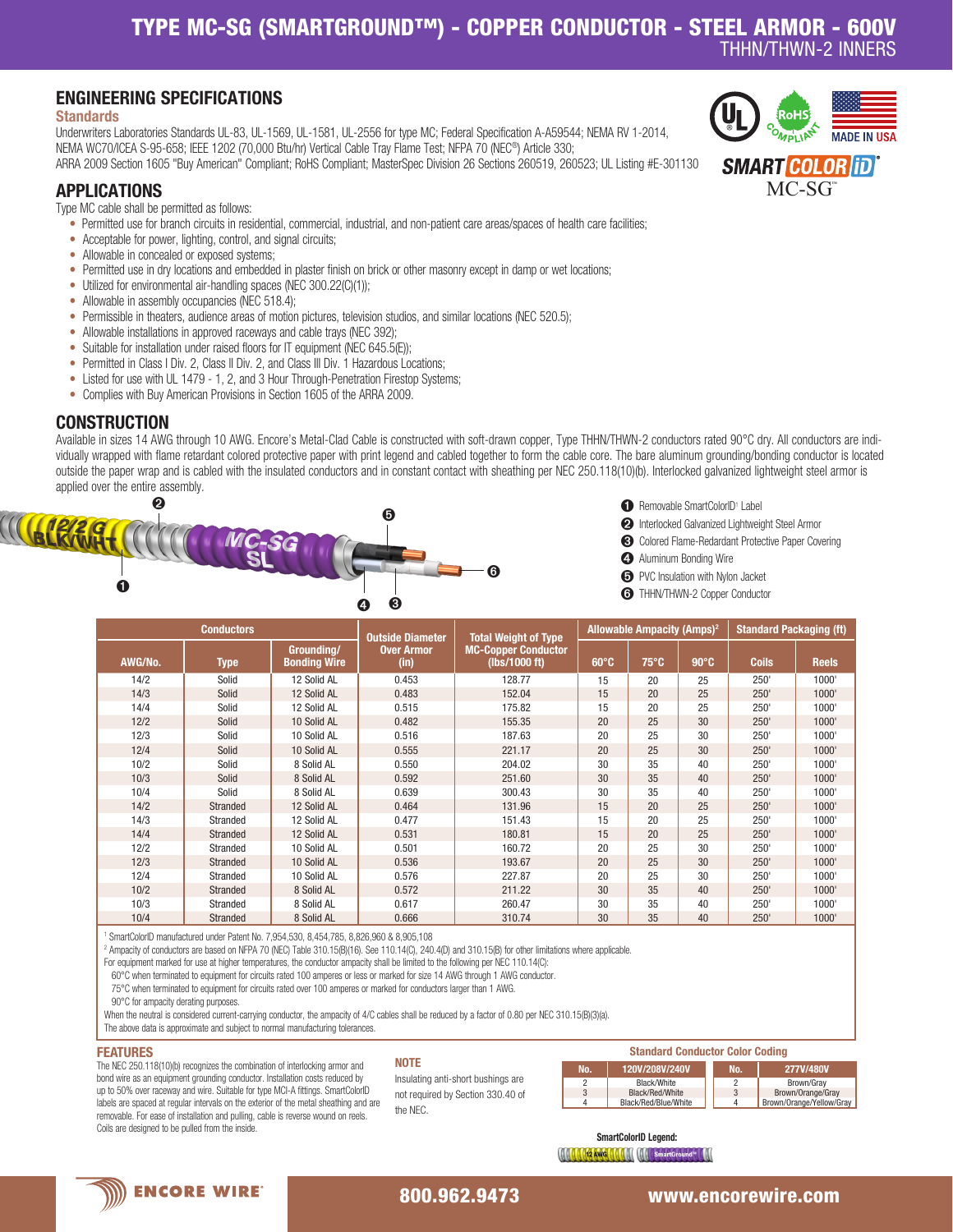# TYPE MC-SG (SMARTGROUND™) - COPPER CONDUCTOR - STEEL ARMOR - 600V

THHN/THWN-2 INNERS

## ENGINEERING SPECIFICATIONS

### Standards

Underwriters Laboratories Standards UL-83, UL-1569, UL-1581, UL-2556 for type MC; Federal Specification A-A59544; NEMA RV 1-2014, NEMA WC70/ICEA S-95-658; IEEE 1202 (70,000 Btu/hr) Vertical Cable Tray Flame Test; NFPA 70 (NEC®) Article 330; ARRA 2009 Section 1605 "Buy American" Compliant; RoHS Compliant; MasterSpec Division 26 Sections 260519, 260523; UL Listing #E-301130

MADE IN USA

SMART COLOR iD® MC-SG™

## APPLICATIONS

Type MC cable shall be permitted as follows:

- Permitted use for branch circuits in residential, commercial, industrial, and non-patient care areas/spaces of health care facilities;
- Acceptable for power, lighting, control, and signal circuits;
- Allowable in concealed or exposed systems;
- Permitted use in dry locations and embedded in plaster finish on brick or other masonry except in damp or wet locations;
- Utilized for environmental air-handling spaces (NEC 300.22(C)(1));
- Allowable in assembly occupancies (NEC 518.4);
- Permissible in theaters, audience areas of motion pictures, television studios, and similar locations (NEC 520.5);
- Allowable installations in approved raceways and cable trays (NEC 392);
- Suitable for installation under raised floors for IT equipment (NEC 645.5(E));
- Permitted in Class I Div. 2, Class II Div. 2, and Class III Div. 1 Hazardous Locations;
- Listed for use with UL 1479 - 1, 2, and 3 Hour Through-Penetration Firestop Systems;
- Complies with Buy American Provisions in Section 1605 of the ARRA 2009.

## CONSTRUCTION

Available in sizes 14 AWG through 10 AWG. Encore's Metal-Clad Cable is constructed with soft-drawn copper, Type THHN/THWN-2 conductors rated 90°C dry. All conductors are individually wrapped with flame retardant colored protective paper with print legend and cabled together to form the cable core. The bare aluminum grounding/bonding conductor is located outside the paper wrap and is cabled with the insulated conductors and in constant contact with sheathing per NEC 250.118(10)(b). Interlocked galvanized lightweight steel armor is applied over the entire assembly.

1. Removable SmartColorID[1] Label
2. Interlocked Galvanized Lightweight Steel Armor
3. Colored Flame-Redardant Protective Paper Covering
4. Aluminum Bonding Wire
5. PVC Insulation with Nylon Jacket
6. THHN/THWN-2 Copper Conductor

| Conductors | | | Outside Diameter Over Armor (in) | Total Weight of Type MC-Copper Conductor (lbs/1000 ft) | Allowable Ampacity (Amps)[2] | | | Standard Packaging (ft) | |
|---|---|---|---|---|---|---|---|---|---|
| AWG/No. | Type | Grounding/ Bonding Wire | | | 60°C | 75°C | 90°C | Coils | Reels |
| 14/2 | Solid | 12 Solid AL | 0.453 | 128.77 | 15 | 20 | 25 | 250' | 1000' |
| 14/3 | Solid | 12 Solid AL | 0.483 | 152.04 | 15 | 20 | 25 | 250' | 1000' |
| 14/4 | Solid | 12 Solid AL | 0.515 | 175.82 | 15 | 20 | 25 | 250' | 1000' |
| 12/2 | Solid | 10 Solid AL | 0.482 | 155.35 | 20 | 25 | 30 | 250' | 1000' |
| 12/3 | Solid | 10 Solid AL | 0.516 | 187.63 | 20 | 25 | 30 | 250' | 1000' |
| 12/4 | Solid | 10 Solid AL | 0.555 | 221.17 | 20 | 25 | 30 | 250' | 1000' |
| 10/2 | Solid | 8 Solid AL | 0.550 | 204.02 | 30 | 35 | 40 | 250' | 1000' |
| 10/3 | Solid | 8 Solid AL | 0.592 | 251.60 | 30 | 35 | 40 | 250' | 1000' |
| 10/4 | Solid | 8 Solid AL | 0.639 | 300.43 | 30 | 35 | 40 | 250' | 1000' |
| 14/2 | Stranded | 12 Solid AL | 0.464 | 131.96 | 15 | 20 | 25 | 250' | 1000' |
| 14/3 | Stranded | 12 Solid AL | 0.477 | 151.43 | 15 | 20 | 25 | 250' | 1000' |
| 14/4 | Stranded | 12 Solid AL | 0.531 | 180.81 | 15 | 20 | 25 | 250' | 1000' |
| 12/2 | Stranded | 10 Solid AL | 0.501 | 160.72 | 20 | 25 | 30 | 250' | 1000' |
| 12/3 | Stranded | 10 Solid AL | 0.536 | 193.67 | 20 | 25 | 30 | 250' | 1000' |
| 12/4 | Stranded | 10 Solid AL | 0.576 | 227.87 | 20 | 25 | 30 | 250' | 1000' |
| 10/2 | Stranded | 8 Solid AL | 0.572 | 211.22 | 30 | 35 | 40 | 250' | 1000' |
| 10/3 | Stranded | 8 Solid AL | 0.617 | 260.47 | 30 | 35 | 40 | 250' | 1000' |
| 10/4 | Stranded | 8 Solid AL | 0.666 | 310.74 | 30 | 35 | 40 | 250' | 1000' |

[1] SmartColorID manufactured under Patent No. 7,954,530, 8,454,785, 8,826,960 & 8,905,108

[2] Ampacity of conductors are based on NFPA 70 (NEC) Table 310.15(B)(16). See 110.14(C), 240.4(D) and 310.15(B) for other limitations where applicable.

For equipment marked for use at higher temperatures, the conductor ampacity shall be limited to the following per NEC 110.14(C):

60°C when terminated to equipment for circuits rated 100 amperes or less or marked for size 14 AWG through 1 AWG conductor.

75°C when terminated to equipment for circuits rated over 100 amperes or marked for conductors larger than 1 AWG.

90°C for ampacity derating purposes.

When the neutral is considered current-carrying conductor, the ampacity of 4/C cables shall be reduced by a factor of 0.80 per NEC 310.15(B)(3)(a).

The above data is approximate and subject to normal manufacturing tolerances.

### FEATURES

The NEC 250.118(10)(b) recognizes the combination of interlocking armor and bond wire as an equipment grounding conductor. Installation costs reduced by up to 50% over raceway and wire. Suitable for type MCI-A fittings. SmartColorID labels are spaced at regular intervals on the exterior of the metal sheathing and are removable. For ease of installation and pulling, cable is reverse wound on reels. Coils are designed to be pulled from the inside.

### NOTE

Insulating anti-short bushings are not required by Section 330.40 of the NEC.

**Standard Conductor Color Coding**

| No. | 120V/208V/240V | No. | 277V/480V |
|---|---|---|---|
| 2 | Black/White | 2 | Brown/Gray |
| 3 | Black/Red/White | 3 | Brown/Orange/Gray |
| 4 | Black/Red/Blue/White | 4 | Brown/Orange/Yellow/Gray |

**SmartColorID Legend:**

12 AWG SmartGround™

ENCORE WIRE® 800.962.9473 www.encorewire.com